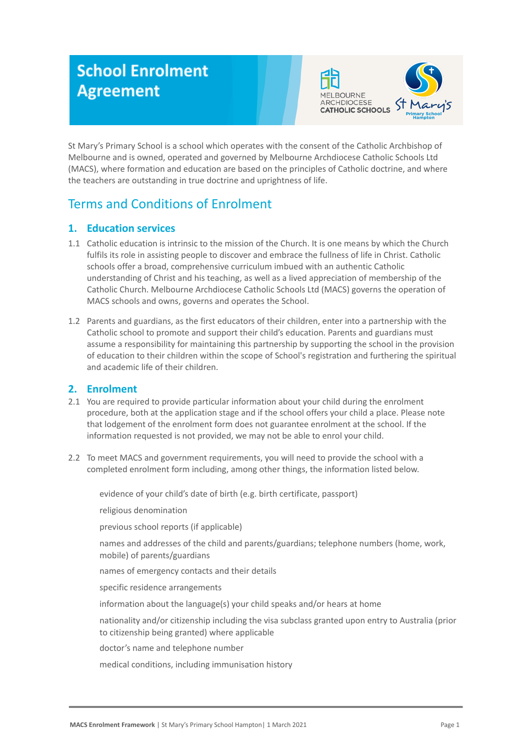# School Enrolment Agreement

St Mary's Primary School is a school which operates with the consent of the Catholic Archbishop of Melbourne and is owned, operated and governed by Melbourne Archdiocese Catholic Schools Ltd (MACS), where formation and education are based on the principles of Catholic doctrine, and where the teachers are outstanding in true doctrine and uprightness of life.

## Terms and Conditions of Enrolment

### 1. Education services

1.1 Catholic education is intrinsic to the mission of the Church. It is one means by which the Church fulfils its role in assisting people to discover and embrace the fullness of life in Christ. Catholic schools offer a broad, comprehensive curriculum imbued with an authentic Catholic understanding of Christ and his teaching, as well as a lived appreciation of membership of the Catholic Church. Melbourne Archdiocese Catholic Schools Ltd (MACS) governs the operation of MACS schools and owns, governs and operates the School.

1.2 Parents and guardians, as the first educators of their children, enter into a partnership with the Catholic school to promote and support their child's education. Parents and guardians must assume a responsibility for maintaining this partnership by supporting the school in the provision of education to their children within the scope of School's registration and furthering the spiritual and academic life of their children.

### 2. Enrolment

2.1 You are required to provide particular information about your child during the enrolment procedure, both at the application stage and if the school offers your child a place. Please note that lodgement of the enrolment form does not guarantee enrolment at the school. If the information requested is not provided, we may not be able to enrol your child.

2.2 To meet MACS and government requirements, you will need to provide the school with a completed enrolment form including, among other things, the information listed below.

- evidence of your child's date of birth (e.g. birth certificate, passport)
- religious denomination
- previous school reports (if applicable)
- names and addresses of the child and parents/guardians; telephone numbers (home, work, mobile) of parents/guardians
- names of emergency contacts and their details
- specific residence arrangements
- information about the language(s) your child speaks and/or hears at home
- nationality and/or citizenship including the visa subclass granted upon entry to Australia (prior to citizenship being granted) where applicable
- doctor's name and telephone number
- medical conditions, including immunisation history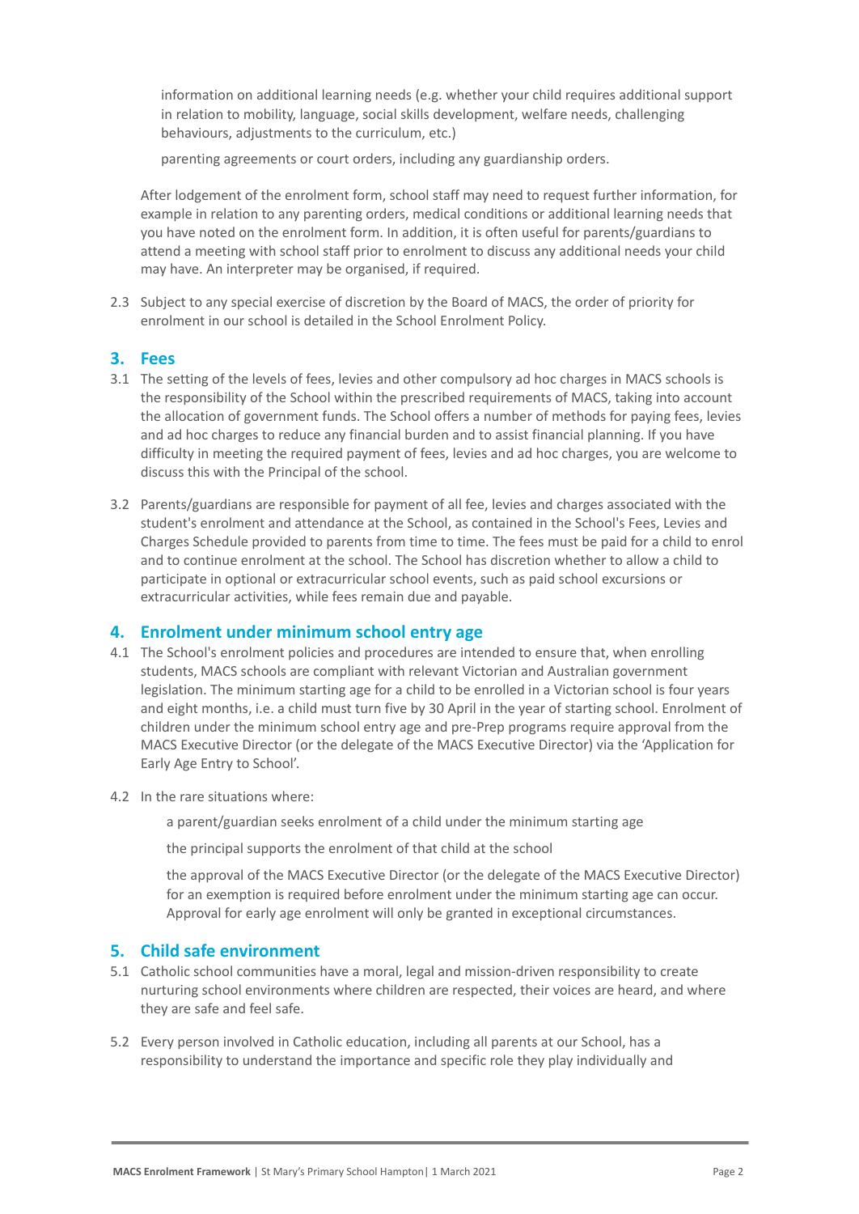- information on additional learning needs (e.g. whether your child requires additional support in relation to mobility, language, social skills development, welfare needs, challenging behaviours, adjustments to the curriculum, etc.)
- parenting agreements or court orders, including any guardianship orders.

After lodgement of the enrolment form, school staff may need to request further information, for example in relation to any parenting orders, medical conditions or additional learning needs that you have noted on the enrolment form. In addition, it is often useful for parents/guardians to attend a meeting with school staff prior to enrolment to discuss any additional needs your child may have. An interpreter may be organised, if required.

2.3 Subject to any special exercise of discretion by the Board of MACS, the order of priority for enrolment in our school is detailed in the School Enrolment Policy.

## 3. Fees

3.1 The setting of the levels of fees, levies and other compulsory ad hoc charges in MACS schools is the responsibility of the School within the prescribed requirements of MACS, taking into account the allocation of government funds. The School offers a number of methods for paying fees, levies and ad hoc charges to reduce any financial burden and to assist financial planning. If you have difficulty in meeting the required payment of fees, levies and ad hoc charges, you are welcome to discuss this with the Principal of the school.

3.2 Parents/guardians are responsible for payment of all fee, levies and charges associated with the student's enrolment and attendance at the School, as contained in the School's Fees, Levies and Charges Schedule provided to parents from time to time. The fees must be paid for a child to enrol and to continue enrolment at the school. The School has discretion whether to allow a child to participate in optional or extracurricular school events, such as paid school excursions or extracurricular activities, while fees remain due and payable.

## 4. Enrolment under minimum school entry age

4.1 The School's enrolment policies and procedures are intended to ensure that, when enrolling students, MACS schools are compliant with relevant Victorian and Australian government legislation. The minimum starting age for a child to be enrolled in a Victorian school is four years and eight months, i.e. a child must turn five by 30 April in the year of starting school. Enrolment of children under the minimum school entry age and pre-Prep programs require approval from the MACS Executive Director (or the delegate of the MACS Executive Director) via the 'Application for Early Age Entry to School'.

4.2 In the rare situations where:

- a parent/guardian seeks enrolment of a child under the minimum starting age
- the principal supports the enrolment of that child at the school
- the approval of the MACS Executive Director (or the delegate of the MACS Executive Director) for an exemption is required before enrolment under the minimum starting age can occur. Approval for early age enrolment will only be granted in exceptional circumstances.

## 5. Child safe environment

5.1 Catholic school communities have a moral, legal and mission-driven responsibility to create nurturing school environments where children are respected, their voices are heard, and where they are safe and feel safe.

5.2 Every person involved in Catholic education, including all parents at our School, has a responsibility to understand the importance and specific role they play individually and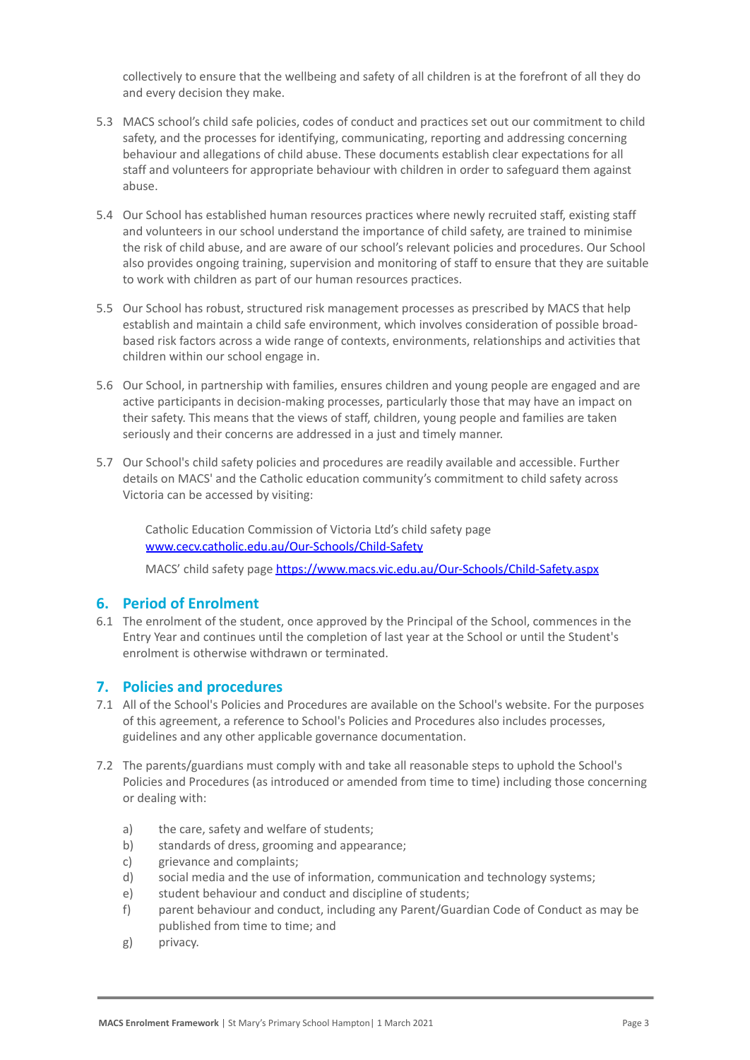collectively to ensure that the wellbeing and safety of all children is at the forefront of all they do and every decision they make.

5.3 MACS school's child safe policies, codes of conduct and practices set out our commitment to child safety, and the processes for identifying, communicating, reporting and addressing concerning behaviour and allegations of child abuse. These documents establish clear expectations for all staff and volunteers for appropriate behaviour with children in order to safeguard them against abuse.

5.4 Our School has established human resources practices where newly recruited staff, existing staff and volunteers in our school understand the importance of child safety, are trained to minimise the risk of child abuse, and are aware of our school's relevant policies and procedures. Our School also provides ongoing training, supervision and monitoring of staff to ensure that they are suitable to work with children as part of our human resources practices.

5.5 Our School has robust, structured risk management processes as prescribed by MACS that help establish and maintain a child safe environment, which involves consideration of possible broad-based risk factors across a wide range of contexts, environments, relationships and activities that children within our school engage in.

5.6 Our School, in partnership with families, ensures children and young people are engaged and are active participants in decision-making processes, particularly those that may have an impact on their safety. This means that the views of staff, children, young people and families are taken seriously and their concerns are addressed in a just and timely manner.

5.7 Our School's child safety policies and procedures are readily available and accessible. Further details on MACS' and the Catholic education community's commitment to child safety across Victoria can be accessed by visiting:

Catholic Education Commission of Victoria Ltd's child safety page [www.cecv.catholic.edu.au/Our-Schools/Child-Safety](www.cecv.catholic.edu.au/Our-Schools/Child-Safety)

MACS' child safety page [https://www.macs.vic.edu.au/Our-Schools/Child-Safety.aspx](https://www.macs.vic.edu.au/Our-Schools/Child-Safety.aspx)

## 6. Period of Enrolment

6.1 The enrolment of the student, once approved by the Principal of the School, commences in the Entry Year and continues until the completion of last year at the School or until the Student's enrolment is otherwise withdrawn or terminated.

## 7. Policies and procedures

7.1 All of the School's Policies and Procedures are available on the School's website. For the purposes of this agreement, a reference to School's Policies and Procedures also includes processes, guidelines and any other applicable governance documentation.

7.2 The parents/guardians must comply with and take all reasonable steps to uphold the School's Policies and Procedures (as introduced or amended from time to time) including those concerning or dealing with:

a) the care, safety and welfare of students;
b) standards of dress, grooming and appearance;
c) grievance and complaints;
d) social media and the use of information, communication and technology systems;
e) student behaviour and conduct and discipline of students;
f) parent behaviour and conduct, including any Parent/Guardian Code of Conduct as may be published from time to time; and
g) privacy.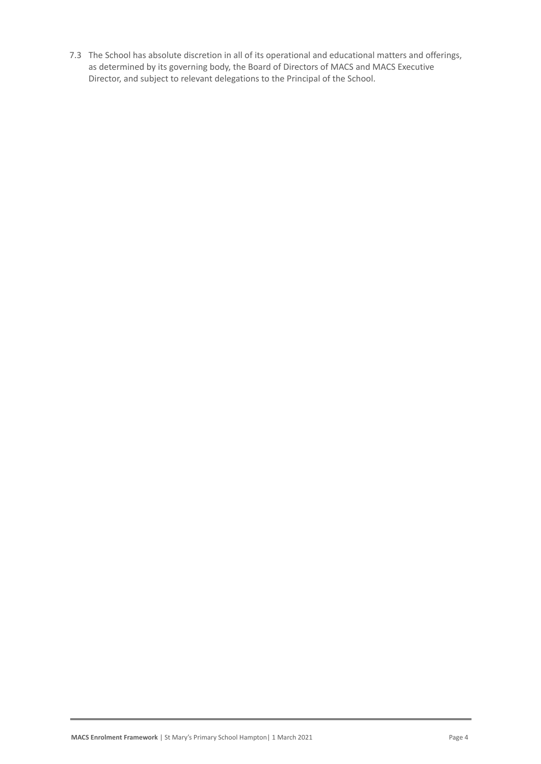7.3 The School has absolute discretion in all of its operational and educational matters and offerings, as determined by its governing body, the Board of Directors of MACS and MACS Executive Director, and subject to relevant delegations to the Principal of the School.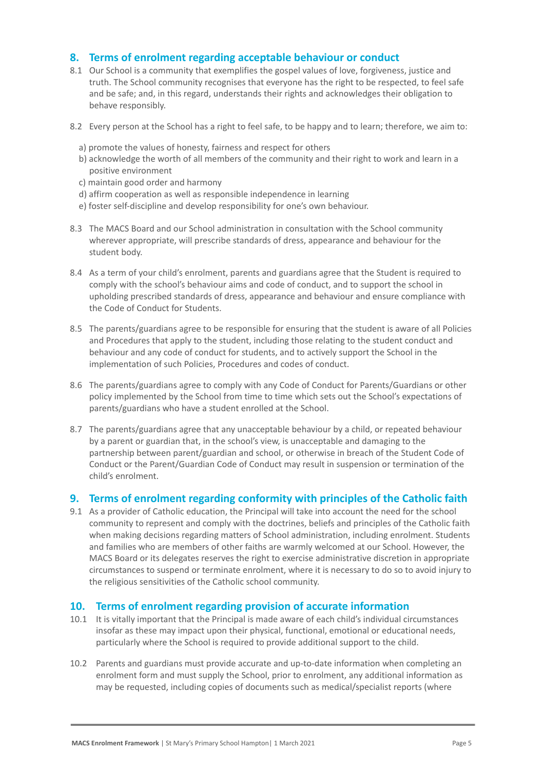## 8. Terms of enrolment regarding acceptable behaviour or conduct

8.1 Our School is a community that exemplifies the gospel values of love, forgiveness, justice and truth. The School community recognises that everyone has the right to be respected, to feel safe and be safe; and, in this regard, understands their rights and acknowledges their obligation to behave responsibly.

8.2 Every person at the School has a right to feel safe, to be happy and to learn; therefore, we aim to:

a) promote the values of honesty, fairness and respect for others
b) acknowledge the worth of all members of the community and their right to work and learn in a positive environment
c) maintain good order and harmony
d) affirm cooperation as well as responsible independence in learning
e) foster self-discipline and develop responsibility for one's own behaviour.

8.3 The MACS Board and our School administration in consultation with the School community wherever appropriate, will prescribe standards of dress, appearance and behaviour for the student body.

8.4 As a term of your child's enrolment, parents and guardians agree that the Student is required to comply with the school's behaviour aims and code of conduct, and to support the school in upholding prescribed standards of dress, appearance and behaviour and ensure compliance with the Code of Conduct for Students.

8.5 The parents/guardians agree to be responsible for ensuring that the student is aware of all Policies and Procedures that apply to the student, including those relating to the student conduct and behaviour and any code of conduct for students, and to actively support the School in the implementation of such Policies, Procedures and codes of conduct.

8.6 The parents/guardians agree to comply with any Code of Conduct for Parents/Guardians or other policy implemented by the School from time to time which sets out the School's expectations of parents/guardians who have a student enrolled at the School.

8.7 The parents/guardians agree that any unacceptable behaviour by a child, or repeated behaviour by a parent or guardian that, in the school's view, is unacceptable and damaging to the partnership between parent/guardian and school, or otherwise in breach of the Student Code of Conduct or the Parent/Guardian Code of Conduct may result in suspension or termination of the child's enrolment.

## 9. Terms of enrolment regarding conformity with principles of the Catholic faith

9.1 As a provider of Catholic education, the Principal will take into account the need for the school community to represent and comply with the doctrines, beliefs and principles of the Catholic faith when making decisions regarding matters of School administration, including enrolment. Students and families who are members of other faiths are warmly welcomed at our School. However, the MACS Board or its delegates reserves the right to exercise administrative discretion in appropriate circumstances to suspend or terminate enrolment, where it is necessary to do so to avoid injury to the religious sensitivities of the Catholic school community.

## 10. Terms of enrolment regarding provision of accurate information

10.1 It is vitally important that the Principal is made aware of each child's individual circumstances insofar as these may impact upon their physical, functional, emotional or educational needs, particularly where the School is required to provide additional support to the child.

10.2 Parents and guardians must provide accurate and up-to-date information when completing an enrolment form and must supply the School, prior to enrolment, any additional information as may be requested, including copies of documents such as medical/specialist reports (where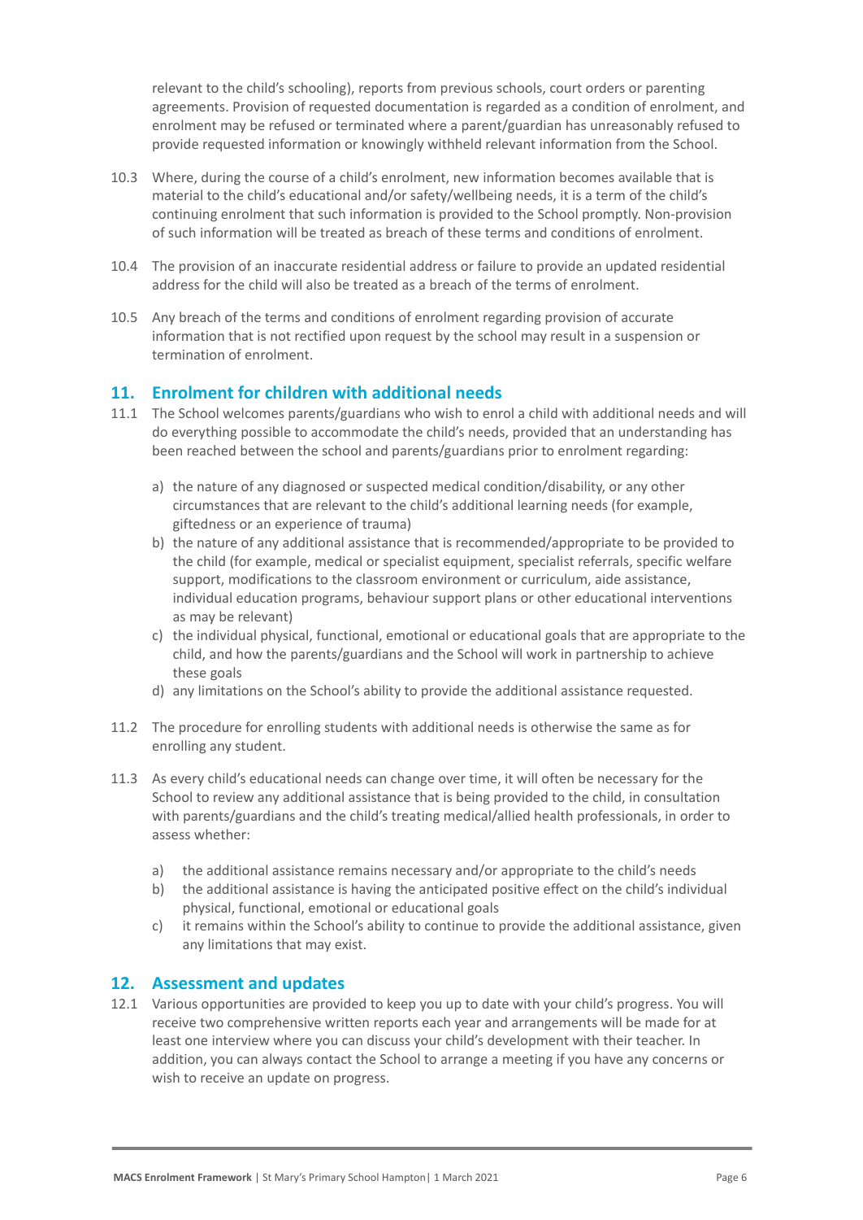relevant to the child's schooling), reports from previous schools, court orders or parenting agreements. Provision of requested documentation is regarded as a condition of enrolment, and enrolment may be refused or terminated where a parent/guardian has unreasonably refused to provide requested information or knowingly withheld relevant information from the School.

10.3 Where, during the course of a child's enrolment, new information becomes available that is material to the child's educational and/or safety/wellbeing needs, it is a term of the child's continuing enrolment that such information is provided to the School promptly. Non-provision of such information will be treated as breach of these terms and conditions of enrolment.

10.4 The provision of an inaccurate residential address or failure to provide an updated residential address for the child will also be treated as a breach of the terms of enrolment.

10.5 Any breach of the terms and conditions of enrolment regarding provision of accurate information that is not rectified upon request by the school may result in a suspension or termination of enrolment.

## 11. Enrolment for children with additional needs

11.1 The School welcomes parents/guardians who wish to enrol a child with additional needs and will do everything possible to accommodate the child's needs, provided that an understanding has been reached between the school and parents/guardians prior to enrolment regarding:

a) the nature of any diagnosed or suspected medical condition/disability, or any other circumstances that are relevant to the child's additional learning needs (for example, giftedness or an experience of trauma)
b) the nature of any additional assistance that is recommended/appropriate to be provided to the child (for example, medical or specialist equipment, specialist referrals, specific welfare support, modifications to the classroom environment or curriculum, aide assistance, individual education programs, behaviour support plans or other educational interventions as may be relevant)
c) the individual physical, functional, emotional or educational goals that are appropriate to the child, and how the parents/guardians and the School will work in partnership to achieve these goals
d) any limitations on the School's ability to provide the additional assistance requested.

11.2 The procedure for enrolling students with additional needs is otherwise the same as for enrolling any student.

11.3 As every child's educational needs can change over time, it will often be necessary for the School to review any additional assistance that is being provided to the child, in consultation with parents/guardians and the child's treating medical/allied health professionals, in order to assess whether:

a) the additional assistance remains necessary and/or appropriate to the child's needs
b) the additional assistance is having the anticipated positive effect on the child's individual physical, functional, emotional or educational goals
c) it remains within the School's ability to continue to provide the additional assistance, given any limitations that may exist.

## 12. Assessment and updates

12.1 Various opportunities are provided to keep you up to date with your child's progress. You will receive two comprehensive written reports each year and arrangements will be made for at least one interview where you can discuss your child's development with their teacher. In addition, you can always contact the School to arrange a meeting if you have any concerns or wish to receive an update on progress.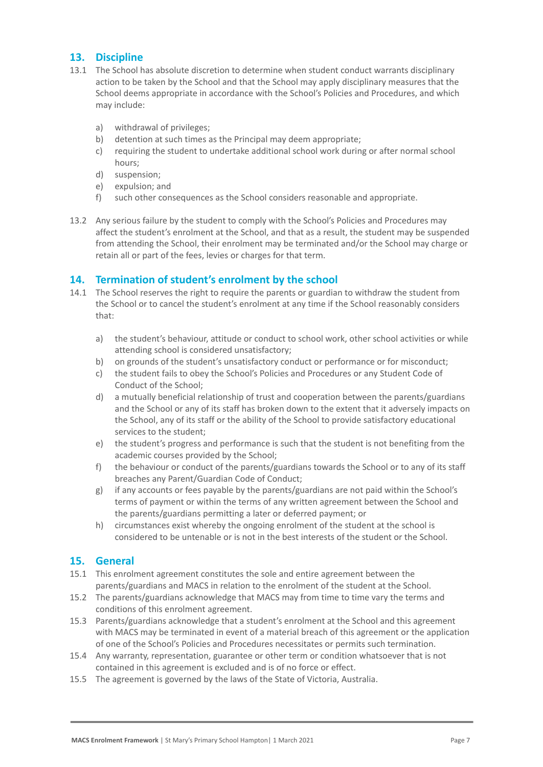## 13. Discipline

13.1 The School has absolute discretion to determine when student conduct warrants disciplinary action to be taken by the School and that the School may apply disciplinary measures that the School deems appropriate in accordance with the School's Policies and Procedures, and which may include:

a) withdrawal of privileges;
b) detention at such times as the Principal may deem appropriate;
c) requiring the student to undertake additional school work during or after normal school hours;
d) suspension;
e) expulsion; and
f) such other consequences as the School considers reasonable and appropriate.

13.2 Any serious failure by the student to comply with the School's Policies and Procedures may affect the student's enrolment at the School, and that as a result, the student may be suspended from attending the School, their enrolment may be terminated and/or the School may charge or retain all or part of the fees, levies or charges for that term.

## 14. Termination of student's enrolment by the school

14.1 The School reserves the right to require the parents or guardian to withdraw the student from the School or to cancel the student's enrolment at any time if the School reasonably considers that:

a) the student's behaviour, attitude or conduct to school work, other school activities or while attending school is considered unsatisfactory;
b) on grounds of the student's unsatisfactory conduct or performance or for misconduct;
c) the student fails to obey the School's Policies and Procedures or any Student Code of Conduct of the School;
d) a mutually beneficial relationship of trust and cooperation between the parents/guardians and the School or any of its staff has broken down to the extent that it adversely impacts on the School, any of its staff or the ability of the School to provide satisfactory educational services to the student;
e) the student's progress and performance is such that the student is not benefiting from the academic courses provided by the School;
f) the behaviour or conduct of the parents/guardians towards the School or to any of its staff breaches any Parent/Guardian Code of Conduct;
g) if any accounts or fees payable by the parents/guardians are not paid within the School's terms of payment or within the terms of any written agreement between the School and the parents/guardians permitting a later or deferred payment; or
h) circumstances exist whereby the ongoing enrolment of the student at the school is considered to be untenable or is not in the best interests of the student or the School.

## 15. General

15.1 This enrolment agreement constitutes the sole and entire agreement between the parents/guardians and MACS in relation to the enrolment of the student at the School.

15.2 The parents/guardians acknowledge that MACS may from time to time vary the terms and conditions of this enrolment agreement.

15.3 Parents/guardians acknowledge that a student's enrolment at the School and this agreement with MACS may be terminated in event of a material breach of this agreement or the application of one of the School's Policies and Procedures necessitates or permits such termination.

15.4 Any warranty, representation, guarantee or other term or condition whatsoever that is not contained in this agreement is excluded and is of no force or effect.

15.5 The agreement is governed by the laws of the State of Victoria, Australia.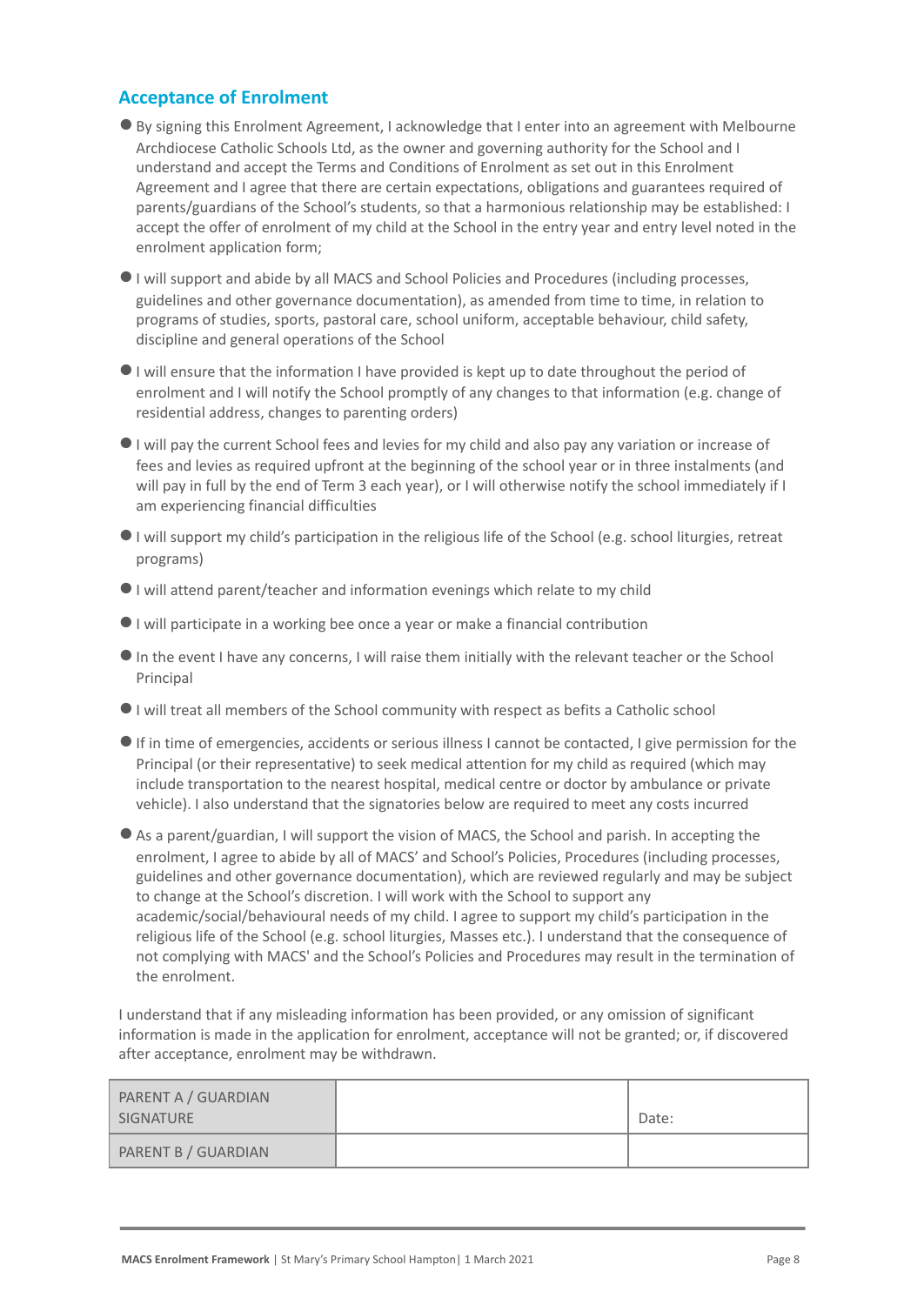## Acceptance of Enrolment

- By signing this Enrolment Agreement, I acknowledge that I enter into an agreement with Melbourne Archdiocese Catholic Schools Ltd, as the owner and governing authority for the School and I understand and accept the Terms and Conditions of Enrolment as set out in this Enrolment Agreement and I agree that there are certain expectations, obligations and guarantees required of parents/guardians of the School's students, so that a harmonious relationship may be established: I accept the offer of enrolment of my child at the School in the entry year and entry level noted in the enrolment application form;
- I will support and abide by all MACS and School Policies and Procedures (including processes, guidelines and other governance documentation), as amended from time to time, in relation to programs of studies, sports, pastoral care, school uniform, acceptable behaviour, child safety, discipline and general operations of the School
- I will ensure that the information I have provided is kept up to date throughout the period of enrolment and I will notify the School promptly of any changes to that information (e.g. change of residential address, changes to parenting orders)
- I will pay the current School fees and levies for my child and also pay any variation or increase of fees and levies as required upfront at the beginning of the school year or in three instalments (and will pay in full by the end of Term 3 each year), or I will otherwise notify the school immediately if I am experiencing financial difficulties
- I will support my child's participation in the religious life of the School (e.g. school liturgies, retreat programs)
- I will attend parent/teacher and information evenings which relate to my child
- I will participate in a working bee once a year or make a financial contribution
- In the event I have any concerns, I will raise them initially with the relevant teacher or the School Principal
- I will treat all members of the School community with respect as befits a Catholic school
- If in time of emergencies, accidents or serious illness I cannot be contacted, I give permission for the Principal (or their representative) to seek medical attention for my child as required (which may include transportation to the nearest hospital, medical centre or doctor by ambulance or private vehicle). I also understand that the signatories below are required to meet any costs incurred
- As a parent/guardian, I will support the vision of MACS, the School and parish. In accepting the enrolment, I agree to abide by all of MACS' and School's Policies, Procedures (including processes, guidelines and other governance documentation), which are reviewed regularly and may be subject to change at the School's discretion. I will work with the School to support any academic/social/behavioural needs of my child. I agree to support my child's participation in the religious life of the School (e.g. school liturgies, Masses etc.). I understand that the consequence of not complying with MACS' and the School's Policies and Procedures may result in the termination of the enrolment.

I understand that if any misleading information has been provided, or any omission of significant information is made in the application for enrolment, acceptance will not be granted; or, if discovered after acceptance, enrolment may be withdrawn.

| PARENT A / GUARDIAN SIGNATURE | | Date: |
|---|---|---|
| PARENT B / GUARDIAN | | |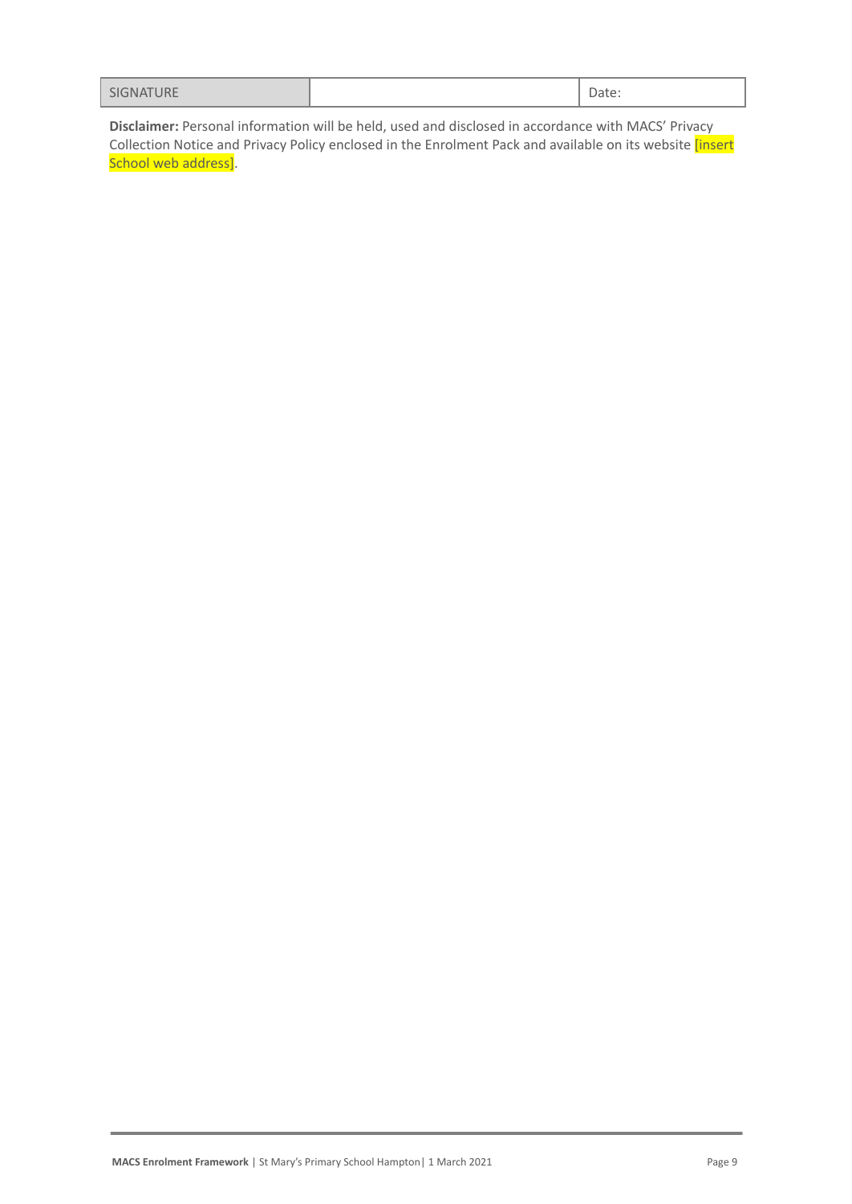| | | |
|---|---|---|
| SIGNATURE | | Date: |

**Disclaimer:** Personal information will be held, used and disclosed in accordance with MACS' Privacy Collection Notice and Privacy Policy enclosed in the Enrolment Pack and available on its website [insert School web address].